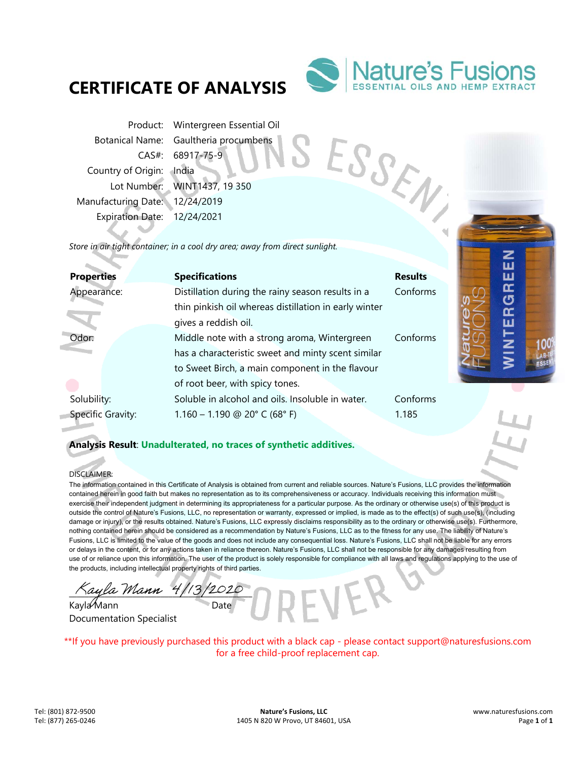# CERTIFICATE OF ANALYSIS

Nature's Fusions
ESSENTIAL OILS AND HEMP EXTRACT

Product: Wintergreen Essential Oil
Botanical Name: Gaultheria procumbens
CAS#: 68917-75-9
Country of Origin: India
Lot Number: WINT1437, 19 350
Manufacturing Date: 12/24/2019
Expiration Date: 12/24/2021

*Store in air tight container; in a cool dry area; away from direct sunlight.*

| Properties | Specifications | Results |
|---|---|---|
| Appearance: | Distillation during the rainy season results in a thin pinkish oil whereas distillation in early winter gives a reddish oil. | Conforms |
| Odor: | Middle note with a strong aroma, Wintergreen has a characteristic sweet and minty scent similar to Sweet Birch, a main component in the flavour of root beer, with spicy tones. | Conforms |
| Solubility: | Soluble in alcohol and oils. Insoluble in water. | Conforms |
| Specific Gravity: | 1.160 – 1.190 @ 20° C (68° F) | 1.185 |

**Analysis Result**: **Unadulterated, no traces of synthetic additives.**

DISCLAIMER:
The information contained in this Certificate of Analysis is obtained from current and reliable sources. Nature's Fusions, LLC provides the information contained herein in good faith but makes no representation as to its comprehensiveness or accuracy. Individuals receiving this information must exercise their independent judgment in determining its appropriateness for a particular purpose. As the ordinary or otherwise use(s) of this product is outside the control of Nature's Fusions, LLC, no representation or warranty, expressed or implied, is made as to the effect(s) of such use(s), (including damage or injury), or the results obtained. Nature's Fusions, LLC expressly disclaims responsibility as to the ordinary or otherwise use(s). Furthermore, nothing contained herein should be considered as a recommendation by Nature's Fusions, LLC as to the fitness for any use. The liability of Nature's Fusions, LLC is limited to the value of the goods and does not include any consequential loss. Nature's Fusions, LLC shall not be liable for any errors or delays in the content, or for any actions taken in reliance thereon. Nature's Fusions, LLC shall not be responsible for any damages resulting from use of or reliance upon this information. The user of the product is solely responsible for compliance with all laws and regulations applying to the use of the products, including intellectual property rights of third parties.

*Kayla Mann* 4/13/2020

Kayla Mann — Date
Documentation Specialist

**If you have previously purchased this product with a black cap - please contact support@naturesfusions.com for a free child-proof replacement cap.

Tel: (801) 872-9500
Tel: (877) 265-0246

**Nature's Fusions, LLC**
1405 N 820 W Provo, UT 84601, USA

www.naturesfusions.com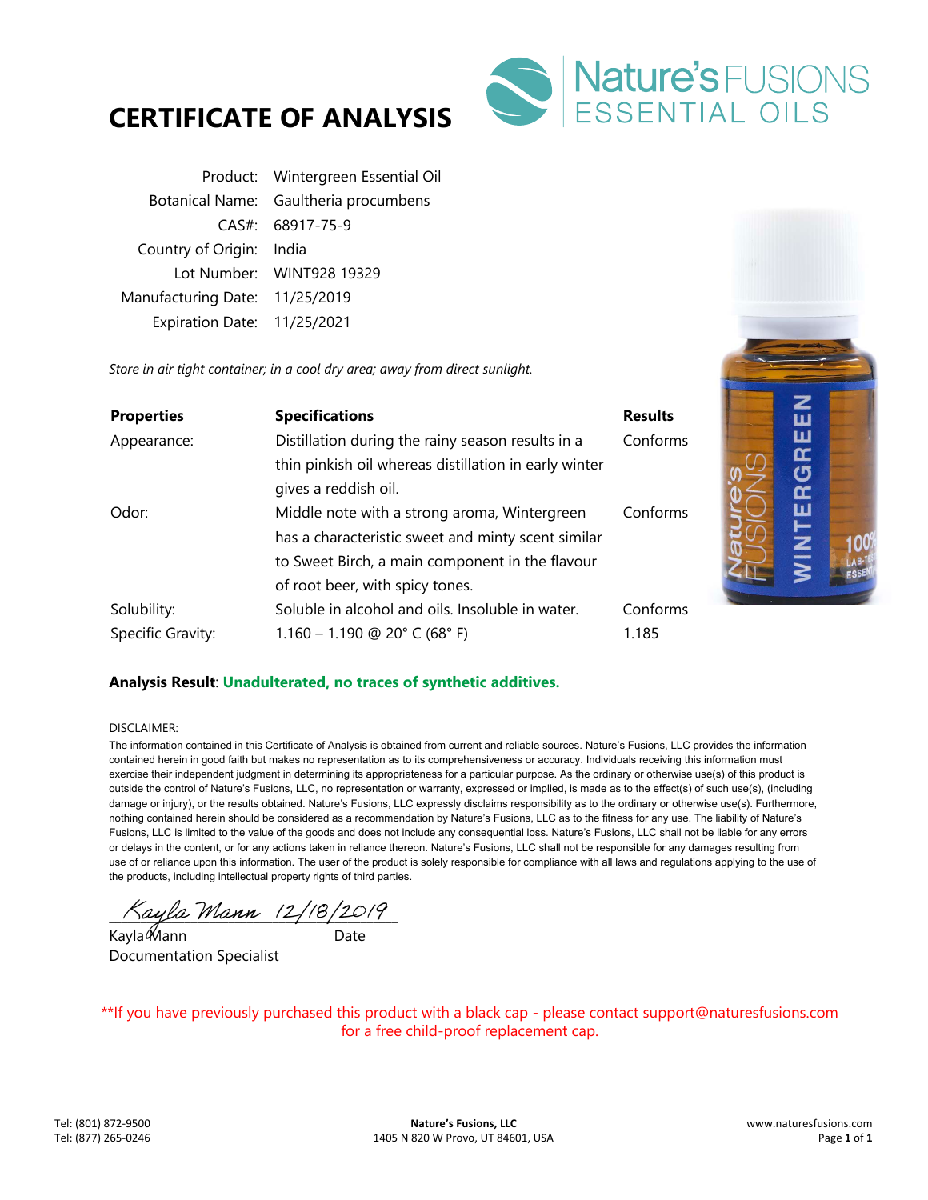# CERTIFICATE OF ANALYSIS

Nature's FUSIONS
ESSENTIAL OILS

| | |
|---|---|
| Product: | Wintergreen Essential Oil |
| Botanical Name: | Gaultheria procumbens |
| CAS#: | 68917-75-9 |
| Country of Origin: | India |
| Lot Number: | WINT928 19329 |
| Manufacturing Date: | 11/25/2019 |
| Expiration Date: | 11/25/2021 |

*Store in air tight container; in a cool dry area; away from direct sunlight.*

| **Properties** | **Specifications** | **Results** |
|---|---|---|
| Appearance: | Distillation during the rainy season results in a thin pinkish oil whereas distillation in early winter gives a reddish oil. | Conforms |
| Odor: | Middle note with a strong aroma, Wintergreen has a characteristic sweet and minty scent similar to Sweet Birch, a main component in the flavour of root beer, with spicy tones. | Conforms |
| Solubility: | Soluble in alcohol and oils. Insoluble in water. | Conforms |
| Specific Gravity: | 1.160 – 1.190 @ 20° C (68° F) | 1.185 |

**Analysis Result**: **Unadulterated, no traces of synthetic additives.**

DISCLAIMER:

The information contained in this Certificate of Analysis is obtained from current and reliable sources. Nature's Fusions, LLC provides the information contained herein in good faith but makes no representation as to its comprehensiveness or accuracy. Individuals receiving this information must exercise their independent judgment in determining its appropriateness for a particular purpose. As the ordinary or otherwise use(s) of this product is outside the control of Nature's Fusions, LLC, no representation or warranty, expressed or implied, is made as to the effect(s) of such use(s), (including damage or injury), or the results obtained. Nature's Fusions, LLC expressly disclaims responsibility as to the ordinary or otherwise use(s). Furthermore, nothing contained herein should be considered as a recommendation by Nature's Fusions, LLC as to the fitness for any use. The liability of Nature's Fusions, LLC is limited to the value of the goods and does not include any consequential loss. Nature's Fusions, LLC shall not be liable for any errors or delays in the content, or for any actions taken in reliance thereon. Nature's Fusions, LLC shall not be responsible for any damages resulting from use of or reliance upon this information. The user of the product is solely responsible for compliance with all laws and regulations applying to the use of the products, including intellectual property rights of third parties.

*Kayla Mann 12/18/2019*

Kayla Mann — Date

Documentation Specialist

**If you have previously purchased this product with a black cap - please contact support@naturesfusions.com for a free child-proof replacement cap.

Tel: (801) 872-9500
Tel: (877) 265-0246

**Nature's Fusions, LLC**
1405 N 820 W Provo, UT 84601, USA

www.naturesfusions.com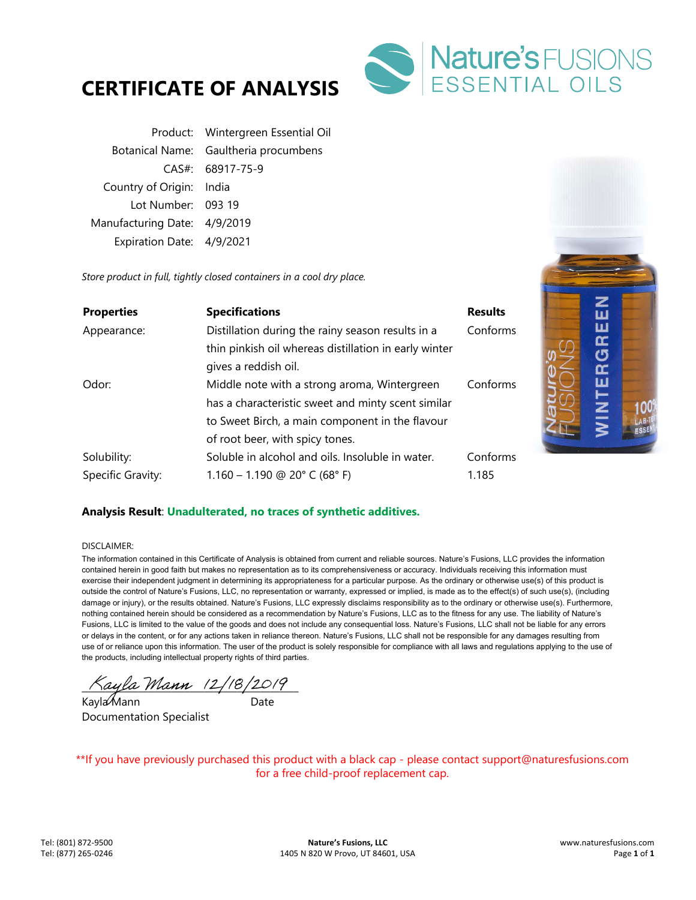# CERTIFICATE OF ANALYSIS

Nature's FUSIONS ESSENTIAL OILS

| | |
|---|---|
| Product: | Wintergreen Essential Oil |
| Botanical Name: | Gaultheria procumbens |
| CAS#: | 68917-75-9 |
| Country of Origin: | India |
| Lot Number: | 093 19 |
| Manufacturing Date: | 4/9/2019 |
| Expiration Date: | 4/9/2021 |

*Store product in full, tightly closed containers in a cool dry place.*

| **Properties** | **Specifications** | **Results** |
|---|---|---|
| Appearance: | Distillation during the rainy season results in a thin pinkish oil whereas distillation in early winter gives a reddish oil. | Conforms |
| Odor: | Middle note with a strong aroma, Wintergreen has a characteristic sweet and minty scent similar to Sweet Birch, a main component in the flavour of root beer, with spicy tones. | Conforms |
| Solubility: | Soluble in alcohol and oils. Insoluble in water. | Conforms |
| Specific Gravity: | 1.160 – 1.190 @ 20° C (68° F) | 1.185 |

**Analysis Result**: **Unadulterated, no traces of synthetic additives.**

DISCLAIMER:

The information contained in this Certificate of Analysis is obtained from current and reliable sources. Nature's Fusions, LLC provides the information contained herein in good faith but makes no representation as to its comprehensiveness or accuracy. Individuals receiving this information must exercise their independent judgment in determining its appropriateness for a particular purpose. As the ordinary or otherwise use(s) of this product is outside the control of Nature's Fusions, LLC, no representation or warranty, expressed or implied, is made as to the effect(s) of such use(s), (including damage or injury), or the results obtained. Nature's Fusions, LLC expressly disclaims responsibility as to the ordinary or otherwise use(s). Furthermore, nothing contained herein should be considered as a recommendation by Nature's Fusions, LLC as to the fitness for any use. The liability of Nature's Fusions, LLC is limited to the value of the goods and does not include any consequential loss. Nature's Fusions, LLC shall not be liable for any errors or delays in the content, or for any actions taken in reliance thereon. Nature's Fusions, LLC shall not be responsible for any damages resulting from use of or reliance upon this information. The user of the product is solely responsible for compliance with all laws and regulations applying to the use of the products, including intellectual property rights of third parties.

Kayla Mann 12/18/2019

Kayla Mann — Date

Documentation Specialist

**If you have previously purchased this product with a black cap - please contact support@naturesfusions.com for a free child-proof replacement cap.

Tel: (801) 872-9500
Tel: (877) 265-0246

**Nature's Fusions, LLC**
1405 N 820 W Provo, UT 84601, USA

www.naturesfusions.com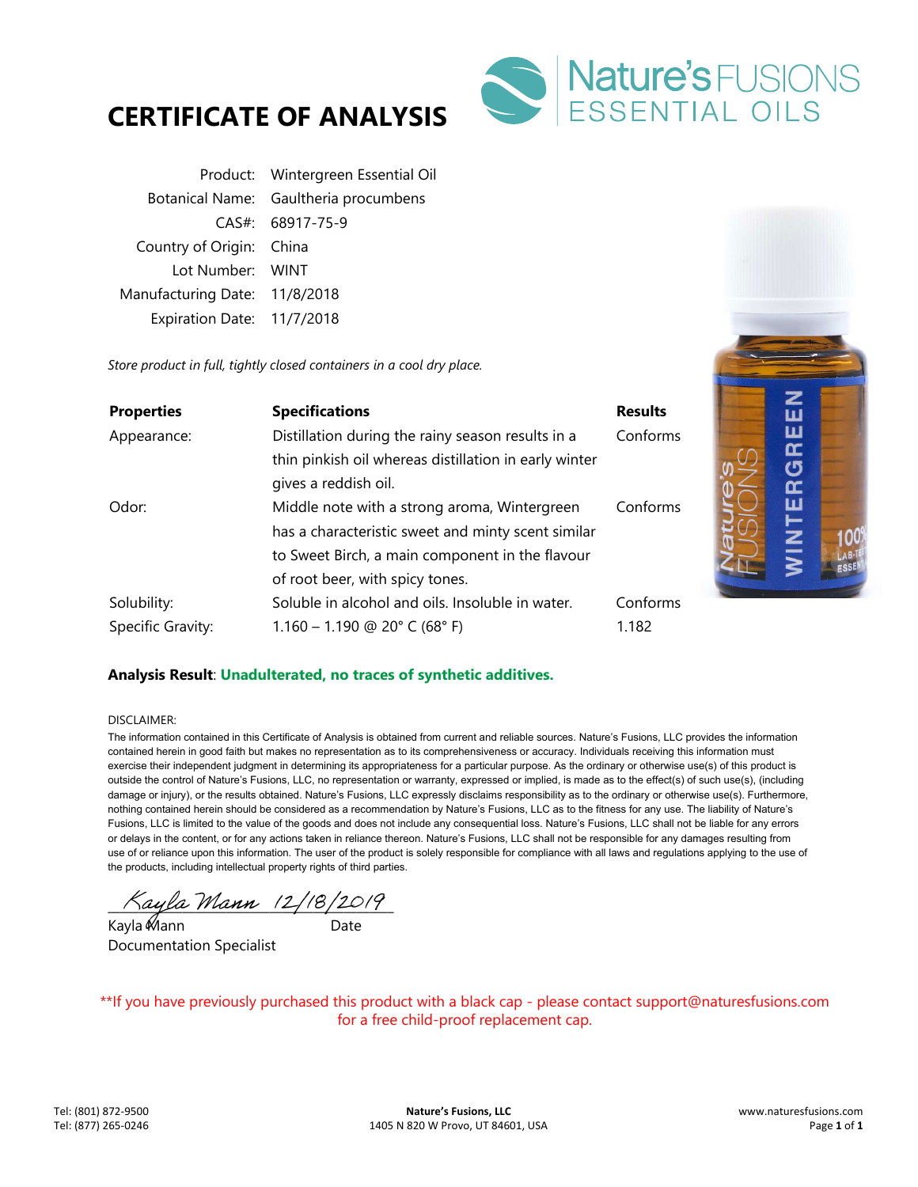# CERTIFICATE OF ANALYSIS

Nature's FUSIONS ESSENTIAL OILS

| | |
|---|---|
| Product: | Wintergreen Essential Oil |
| Botanical Name: | Gaultheria procumbens |
| CAS#: | 68917-75-9 |
| Country of Origin: | China |
| Lot Number: | WINT |
| Manufacturing Date: | 11/8/2018 |
| Expiration Date: | 11/7/2018 |

*Store product in full, tightly closed containers in a cool dry place.*

| Properties | Specifications | Results |
|---|---|---|
| Appearance: | Distillation during the rainy season results in a thin pinkish oil whereas distillation in early winter gives a reddish oil. | Conforms |
| Odor: | Middle note with a strong aroma, Wintergreen has a characteristic sweet and minty scent similar to Sweet Birch, a main component in the flavour of root beer, with spicy tones. | Conforms |
| Solubility: | Soluble in alcohol and oils. Insoluble in water. | Conforms |
| Specific Gravity: | 1.160 – 1.190 @ 20° C (68° F) | 1.182 |

**Analysis Result**: **Unadulterated, no traces of synthetic additives.**

DISCLAIMER:

The information contained in this Certificate of Analysis is obtained from current and reliable sources. Nature's Fusions, LLC provides the information contained herein in good faith but makes no representation as to its comprehensiveness or accuracy. Individuals receiving this information must exercise their independent judgment in determining its appropriateness for a particular purpose. As the ordinary or otherwise use(s) of this product is outside the control of Nature's Fusions, LLC, no representation or warranty, expressed or implied, is made as to the effect(s) of such use(s), (including damage or injury), or the results obtained. Nature's Fusions, LLC expressly disclaims responsibility as to the ordinary or otherwise use(s). Furthermore, nothing contained herein should be considered as a recommendation by Nature's Fusions, LLC as to the fitness for any use. The liability of Nature's Fusions, LLC is limited to the value of the goods and does not include any consequential loss. Nature's Fusions, LLC shall not be liable for any errors or delays in the content, or for any actions taken in reliance thereon. Nature's Fusions, LLC shall not be responsible for any damages resulting from use of or reliance upon this information. The user of the product is solely responsible for compliance with all laws and regulations applying to the use of the products, including intellectual property rights of third parties.

Kayla Mann 12/18/2019

Kayla Mann — Date

Documentation Specialist

**If you have previously purchased this product with a black cap - please contact support@naturesfusions.com for a free child-proof replacement cap.

Tel: (801) 872-9500
Tel: (877) 265-0246

**Nature's Fusions, LLC**
1405 N 820 W Provo, UT 84601, USA

www.naturesfusions.com